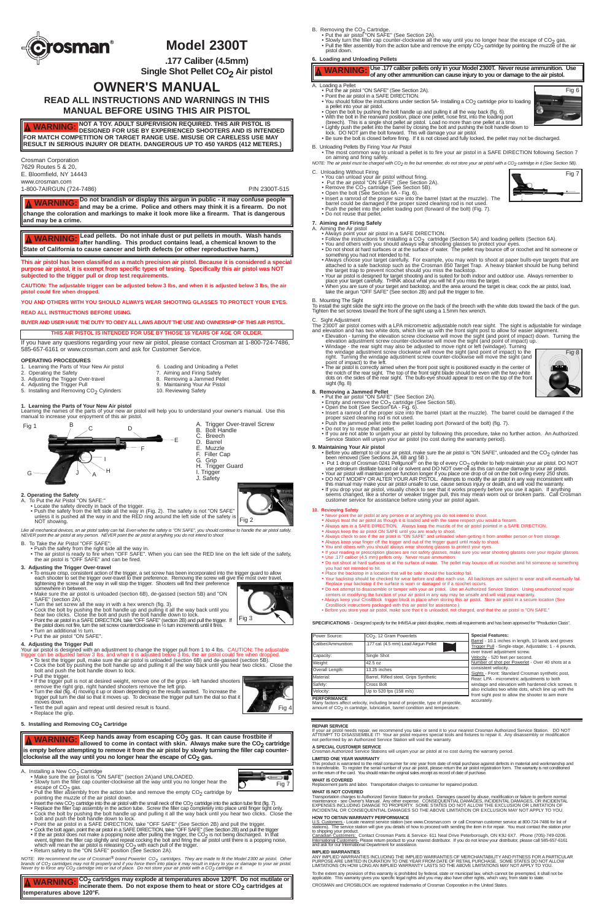# Crosman®

# Model 2300T

## .177 Caliber (4.5mm)
## Single Shot Pellet $CO_2$ Air pistol

# OWNER'S MANUAL

## READ ALL INSTRUCTIONS AND WARNINGS IN THIS MANUAL BEFORE USING THIS AIR PISTOL

**WARNING: NOT A TOY. ADULT SUPERVISION REQUIRED. THIS AIR PISTOL IS DESIGNED FOR USE BY EXPERIENCED SHOOTERS AND IS INTENDED FOR MATCH COMPETITION OR TARGET RANGE USE. MISUSE OR CARELESS USE MAY RESULT IN SERIOUS INJURY OR DEATH. DANGEROUS UP TO 450 YARDS (412 METERS.)**

Crosman Corporation
7629 Routes 5 & 20,
E. Bloomfield, NY 14443
www.crosman.com
1-800-7AIRGUN (724-7486)

P/N 2300T-515

**WARNING: Do not brandish or display this airgun in public - it may confuse people and may be a crime. Police and others may think it is a firearm. Do not change the coloration and markings to make it look more like a firearm. That is dangerous and may be a crime.**

**WARNING: Lead pellets. Do not inhale dust or put pellets in mouth. Wash hands after handling. This product contains lead, a chemical known to the State of California to cause cancer and birth defects (or other reproductive harm.)**

**This air pistol has been classified as a match precision air pistol. Because it is considered a special purpose air pistol, it is exempt from specific types of testing. Specifically this air pistol was NOT subjected to the trigger pull or drop test requirements.**

**CAUTION: The adjustable trigger can be adjusted below 3 lbs, and when it is adjusted below 3 lbs, the air pistol could fire when dropped.**

**YOU AND OTHERS WITH YOU SHOULD ALWAYS WEAR SHOOTING GLASSES TO PROTECT YOUR EYES.**

**READ ALL INSTRUCTIONS BEFORE USING.**

**BUYER AND USER HAVE THE DUTY TO OBEY ALL LAWS ABOUT THE USE AND OWNERSHIP OF THIS AIR PISTOL.**

**THIS AIR PISTOL IS INTENDED FOR USE BY THOSE 16 YEARS OF AGE OR OLDER.**

If you have any questions regarding your new air pistol, please contact Crosman at 1-800-724-7486, 585-657-6161 or www.crosman.com and ask for Customer Service.

**OPERATING PROCEDURES**

1. Learning the Parts of Your New Air pistol
2. Operating the Safety
3. Adjusting the Trigger Over-travel
4. Adjusting the Trigger Pull
5. Installing and Removing $CO_2$ Cylinders
6. Loading and Unloading a Pellet
7. Aiming and Firing Safely
8. Removing a Jammed Pellet
9. Maintaining Your Air Pistol
10. Reviewing Safety

### 1. Learning the Parts of Your New Air pistol

Learning the names of the parts of your new air pistol will help you to understand your owner's manual. Use this manual to increase your enjoyment of this air pistol.

Fig 1

A. Trigger Over-travel Screw
B. Bolt Handle
C. Breech
D. Barrel
E. Muzzle
F. Filler Cap
G. Grip
H. Trigger Guard
I. Trigger
J. Safety

### 2. Operating the Safety

A. To Put the Air Pistol "ON SAFE:"
- Locate the safety directly in back of the trigger.
- Push the safety from the left side all the way in (Fig. 2). The safety is not "ON SAFE" unless it is pushed all the way in and the RED ring around the left side of the safety is NOT showing.

Fig 2

*Like all mechanical devices, an air pistol safety can fail. Even when the safety is "ON SAFE", you should continue to handle the air pistol safely. NEVER point the air pistol at any person. NEVER point the air pistol at anything you do not intend to shoot*

B. To Take the Air Pistol "OFF SAFE":
- Push the safety from the right side all the way in.
- The air pistol is ready to fire when "OFF SAFE". When you can see the RED line on the left side of the safety, the air pistol is "OFF SAFE" and can be fired.

### 3. Adjusting the Trigger Over-travel

- To ensure crisp, consistent action of the trigger, a set screw has been incorporated into the trigger guard to allow each shooter to set the trigger over-travel to their preference. Removing the screw will give the most over travel, tightening the screw all the way in will stop the trigger. Shooters will find their preference somewhere in between.
- Make sure the air pistol is unloaded (section 6B), de-gassed (section 5B) and "ON SAFE" (section 2A).
- Turn the set screw all the way in with a hex wrench (fig. 3).
- Cock the bolt by pushing the bolt handle up and pulling it all the way back until you hear two clicks. Close the bolt and push the bolt handle down to lock.
- Point the air pistol in a SAFE DIRECTION, take "OFF SAFE" (section 2B) and pull the trigger. If the pistol does not fire, turn the set screw counterclockwise in ½ turn increments until it fires.
- Turn an additional ½ turn.
- Put the air pistol "ON SAFE".

Fig 3

### 4. Adjusting the Trigger Pull

Your air pistol is designed with an adjustment to change the trigger pull from 1 to 4 lbs. CAUTION: The adjustable trigger can be adjusted below 3 lbs, and when it is adjusted below 3 lbs, the air pistol could fire when dropped.
- To test the trigger pull, make sure the air pistol is unloaded (section 6B) and de-gassed (section 5B).
- Cock the bolt by pushing the bolt handle up and pulling it all the way back until you hear two clicks. Close the bolt and push the bolt handle down to lock.
- Pull the trigger.
- If the trigger pull is not at desired weight, remove one of the grips - left handed shooters remove the right grip, right handed shooters remove the left grip.
- Turn the dial (fig. 4) moving it up or down depending on the results wanted. To increase the trigger pull turn the dial so that it moves up. To decrease the trigger pull turn the dial so that it moves down.
- Test the pull again and repeat until desired result is found.
- Replace the grip.

Fig 4

### 5. Installing and Removing $CO_2$ Cartridge

**WARNING: Keep hands away from escaping $CO_2$ gas. It can cause frostbite if allowed to come in contact with skin. Always make sure the $CO_2$ cartridge is empty before attempting to remove it from the air pistol by slowly turning the filler cap counter-clockwise all the way until you no longer hear the escape of $CO_2$ gas.**

A. Installing a New $CO_2$ Cartridge
- Make sure the air pistol is "ON SAFE" (section 2A)and UNLOADED.
- Slowly turn the filler cap counter-clockwise all the way until you no longer hear the escape of $CO_2$ gas.
- Pull the filler assembly from the action tube and remove the empty $CO_2$ cartridge by pointing the muzzle of the air pistol down.
- Insert the new $CO_2$ cartridge into the air pistol with the small neck of the $CO_2$ cartridge into the action tube first (fig. 7).
- Replace the filler cap assembly in the action tube. Screw the filler cap completely into place until finger tight only.
- Cock the bolt by pushing the bolt handle up and pulling it all the way back until you hear two clicks. Close the bolt and push the bolt handle down to lock.
- Point the air pistol in a SAFE DIRECTION, take "OFF SAFE" (See Section 2B) and pull the trigger.
- Cock the bolt again, point the air pistol in a SAFE DIRECTION, take "OFF SAFE" (See Section 2B) and pull the trigger.
- If the air pistol does not make a popping noise after pulling the trigger, the $CO_2$ is not being discharged. In that event, tighten the filler cap slightly and repeat cocking the bolt and firing the air pistol until there is a popping noise, which will mean the air pistol is releasing $CO_2$ with each pull of the trigger.
- Return safety to the "ON SAFE" position (See Section 2A).

Fig 7

*NOTE: We recommend the use of Crosman® brand Powerlet $CO_2$ cartridges. They are made to fit the Model 2300 air pistol. Other brands of $CO_2$ cartridges may not fit properly and if you force them into place it may result in injury to you or damage to your air pistol. Never try to force any $CO_2$ cartridge into or out of place. Do not store your air pistol with a $CO_2$ cartridge in it.*

**WARNING: $CO_2$ cartridges may explode at temperatures above 120°F. Do not mutilate or incinerate them. Do not expose them to heat or store $CO_2$ cartridges at temperatures above 120°F.**

B. Removing the $CO_2$ Cartridge.
- Put the air pistol "ON SAFE" (See Section 2A).
- Slowly turn the filler cap counter-clockwise all the way until you no longer hear the escape of $CO_2$ gas.
- Pull the filler assembly from the action tube and remove the empty $CO_2$ cartridge by pointing the muzzle of the air pistol down.

### 6. Loading and Unloading Pellets

**WARNING: Use .177 caliber pellets only in your Model 2300T. Never reuse ammunition. Use of any other ammunition can cause injury to you or damage to the air pistol.**

A. Loading a Pellet
- Put the air pistol "ON SAFE" (See Section 2A).
- Point the air pistol in a SAFE DIRECTION.
- You should follow the instructions under section 5A- Installing a $CO_2$ cartridge prior to loading a pellet into your air pistol.
- Open the bolt by pushing the bolt handle up and pulling it all the way back (fig. 6).
- With the bolt in the rearward position, place one pellet, nose first, into the loading port (breech). This is a single shot pellet air pistol. Load no more than one pellet at a time.
- Lightly push the pellet into the barrel by closing the bolt and pushing the bolt handle down to lock. DO NOT jam the bolt forward. This will damage your air pistol.
- Be sure the bolt is closed before firing. If it is not closed and fully locked, the pellet may not be discharged.

Fig 6

B. Unloading Pellets By Firing Your Air Pistol
- The most common way to unload a pellet is to fire your air pistol in a SAFE DIRECTION following Section 7 on aiming and firing safely.

*NOTE: The air pistol must be charged with $CO_2$ to fire but remember, do not store your air pistol with a $CO_2$ cartridge in it (See Section 5B).*

C. Unloading Without Firing
- You can unload your air pistol without firing.
- Put the air pistol "ON SAFE" (See Section 2A).
- Remove the $CO_2$ cartridge (See Section 5B).
- Open the bolt (See Section 6A - Fig. 6).
- Insert a ramrod of the proper size into the barrel (start at the muzzle). The barrel could be damaged if the proper sized cleaning rod is not used.
- Push the pellet into the pellet loading port (forward of the bolt) (Fig. 7).
- Do not reuse that pellet.

Fig 7

### 7. Aiming and Firing Safely

A. Aiming the Air pistol
- Always point your air pistol in a SAFE DIRECTION.
- Follow the instructions for installing a $CO_2$ cartridge (Section 5A) and loading pellets (Section 6A).
- You and others with you should always wear shooting glasses to protect your eyes.
- Do not shoot at hard surfaces or at the surface of water. The pellet may bounce off or ricochet and hit someone or something you had not intended to hit.
- Always choose your target carefully. For example, you may wish to shoot at paper bulls-eye targets that are attached to a safe backstop such as the Crosman 850 Target Trap. A heavy blanket should be hung behind the target trap to prevent ricochet should you miss the backstop.
- Your air pistol is designed for target shooting and is suited for both indoor and outdoor use. Always remember to place your target carefully. THINK about what you will hit if you miss the target.
- When you are sure of your target and backstop, and the area around the target is clear, cock the air pistol, load, take the airgun "OFF SAFE" (see section 2B) and pull the trigger to fire.

B. Mounting The Sight
To install the sight slide the sight into the groove on the back of the breech with the white dots toward the back of the gun. Tighten the set screws toward the front of the sight using a 1.5mm hex wrench.

C. Sight Adjustment
The 2300T air pistol comes with a LPA micrometric adjustable notch rear sight. The sight is adjustable for windage and elevation and has two white dots, which line up with the front sight post to allow for easier alignment.
- Elevation - turning the elevation screw clockwise will move the sight (and point of impact) down. Turning the elevation adjustment screw counter-clockwise will move the sight (and point of impact) up.
- Windage - the rear sight may also be adjusted to move right or left (windage). Turning the windage adjustment screw clockwise will move the sight (and point of impact) to the right. Turning the windage adjustment screw counter-clockwise will move the sight (and point of impact) to the left.
- The air pistol is correctly aimed when the front post sight is positioned exactly in the center of the notch of the rear sight. The top of the front sight blade should be even with the two white dots on -the sides of the rear sight. The bulls-eye should appear to rest on the top of the front sight (fig. 8)

Fig 8

### 8. Removing a Jammed Pellet

- Put the air pistol "ON SAFE" (See Section 2A).
- Empty and remove the $CO_2$ cartridge (See Section 5B).
- Open the bolt (See Section 6A - Fig. 6).
- Insert a ramrod of the proper size into the barrel (start at the muzzle). The barrel could be damaged if the proper sized cleaning rod is not used.
- Push the jammed pellet into the pellet loading port (forward of the bolt) (fig. 7).
- Do not try to reuse that pellet.
- If you are not able to unjam your air pistol by following this procedure, take no further action. An Authorized Service Station will unjam your air pistol (no cost during the warranty period).

### 9. Maintaining Your Air pistol

- Before you attempt to oil your air pistol, make sure the air pistol is "ON SAFE", unloaded and the $CO_2$ cylinder has been removed (See Sections 2A, 6B and 5B ).
- Put 1 drop of Crosman 0241 Pellgunoil® on the tip of every $CO_2$ cylinder to help maintain your air pistol. DO NOT use petroleum distillate based oil or solvent and DO NOT over-oil as this can cause damage to your air pistol.
- Your air pistol will maintain proper function longer if you place one drop of oil on the bolt o-ring every 250 shots.
- DO NOT MODIFY OR ALTER YOUR AIR PISTOL. Attempts to modify the air pistol in any way inconsistent with this manual may make your air pistol unsafe to use, cause serious injury or death, and will void the warranty.
- If you drop your air pistol, visually check to see that it works properly before you use it again. If anything seems changed, like a shorter or weaker trigger pull, this may mean worn out or broken parts. Call Crosman customer service for assistance before using your air pistol again.

### 10. Reviewing Safety

- Never point the air pistol at any person or at anything you do not intend to shoot.
- Always treat the air pistol as though it is loaded and with the same respect you would a firearm.
- Always aim in a SAFE DIRECTION. Always keep the muzzle of the air pistol pointed in a SAFE DIRECTION.
- Always keep the air pistol ON SAFE until you are ready to shoot.
- Always check to see if the air pistol is "ON SAFE" and unloaded when getting it from another person or from storage.
- Always keep your finger off the trigger and out of the trigger guard until ready to shoot.
- You and others with you should always wear shooting glasses to protect your eyes.
- If your reading or prescription glasses are not safety glasses, make sure you wear shooting glasses over your regular glasses.
- Use .177 caliber (4.5 mm) pellets only. Never reuse ammunition.
- Do not shoot at hard surfaces or at the surface of water. The pellet may bounce off or ricochet and hit someone or something you had not intended to hit.
- Place the backstop in a location that will be safe should the backstop fail.
- Your backstop should be checked for wear before and after each use. All backstops are subject to wear and will eventually fail. Replace your backstop if the surface is worn or damaged or if a ricochet occurs.
- Do not attempt to disassemble or tamper with your air pistol. Use an Authorized Service Station. Using unauthorized repair centers or modifying the function of your air pistol in any way may be unsafe and will void your warranty.
- Always keep your CrosBlock trigger block in place when storing the air pistol. Store air pistol in a secure location (See CrosBlock instructions packaged with this air pistol for assistance.)
- Before you store your air pistol, make sure that it is unloaded, not charged, and that the air pistol is "ON SAFE."

**SPECIFICATIONS** - Designed specify for the IHMSA air pistol discipline, meets all requirements and has been approved for "Production Class".

| | |
|---|---|
| Power Source: | $CO_2$, 12 Gram Powerlets |
| Caliber/Ammunition: | .177 cal. (4.5 mm) Lead Airgun Pellet |
| Capacity: | Single Shot |
| Weight: | 42.5 oz |
| Overall Length: | 13.25 inches |
| Material: | Barrel, Rifled steel, Grips Synthetic |
| Safety: | Cross Bolt |
| Velocity: | Up to 520 fps (158 m/s) |

**Special Features:**
Barrel - 10.1 inches in length, 10 lands and grooves
Trigger Pull - Single-stage, Adjustable; 1 - 4 pounds, over travel adjustment screw.
Velocity - 520 feet per second.
Number of shot per Powerlet - Over 40 shots at a consistent velocity.
Sights - Front: Standard Crosman synthetic post, Rear: LPA - micrometric adjustments to both windage and elevation with hardened click screws. It also includes two white dots, which line up with the front sight post to allow the shooter to aim more accurately.

**PERFORMANCE**
Many factors affect velocity, including brand of projectile, type of projectile, amount of $CO_2$ in cartridge, lubrication, barrel condition and temperature.

**REPAIR SERVICE**
If your air pistol needs repair, we recommend you take or send it to your nearest Crosman Authorized Service Station. DO NOT ATTEMPT TO DISASSEMBLE IT! Your air pistol requires special tools and fixtures to repair it. Any disassembly or modification not performed by an Authorized Service Station will void the warranty.

**A SPECIAL CUSTOMER SERVICE**
Crosman Authorized Service Stations will unjam your air pistol at no cost during the warranty period.

**LIMITED ONE YEAR WARRANTY**
This product is warranted to the retail consumer for one year from date of retail purchase against defects in material and workmanship and is transferable. To register the serial number of your air pistol, please return the air pistol registration form. The warranty is not conditioned on the return of the card. You should retain the original sales receipt as record of date of purchase.

**WHAT IS COVERED**
Replacement parts and labor. Transportation charges to consumer for repaired product.

**WHAT IS NOT COVERED**
Transportation charges to Authorized Service Station for product. Damages caused by abuse, modification or failure to perform normal maintenance - see Owner's Manual. Any other expense. CONSEQUENTIAL DAMAGES, INCIDENTAL DAMAGES, OR INCIDENTAL EXPENSES INCLUDING DAMAGE TO PROPERTY. SOME STATES DO NOT ALLOW THE EXCLUSION OR LIMITATION OF INCIDENTAL OR CONSEQUENTIAL DAMAGES SO THE ABOVE LIMITATION OR EXCLUSION MAY NOT APPLY TO YOU.

**HOW TO OBTAIN WARRANTY PERFORMANCE**
U.S. Customers - Locate nearest service station (see www.Crosman.com or call Crosman customer service at 800-724-7486 for list of stations). The service station will give you details of how to proceed with sending the item in for repair. You must contact the station prior to shipping your product.
Canadian Customers: Contact Crosman Parts & Service- 611 Neal Drive Peterborough, ON K9J 6X7. Phone (705)-749-0206.
International Customers: Please return product to your nearest distributor. If you do not know your distributor, please call 585-657-6161 and ask for our International Department for assistance.

**IMPLIED WARRANTIES**
ANY IMPLIED WARRANTIES INCLUDING THE IMPLIED WARRANTIES OF MERCHANTABILITY AND FITNESS FOR A PARTICULAR PURPOSE ARE LIMITED IN DURATION TO ONE YEAR FROM DATE OF RETAIL PURCHASE. SOME STATES DO NOT ALLOW LIMITATIONS ON HOW LONG AN IMPLIED WARRANTY LASTS SO THE ABOVE LIMITATIONS MAY NOT APPLY TO YOU.

To the extent any provision of this warranty is prohibited by federal, state or municipal law, which cannot be preempted, it shall not be applicable. This warranty gives you specific legal rights and you may also have other rights, which vary, from state to state.

CROSMAN and CROSBLOCK are registered trademarks of Crosman Corporation in the United States.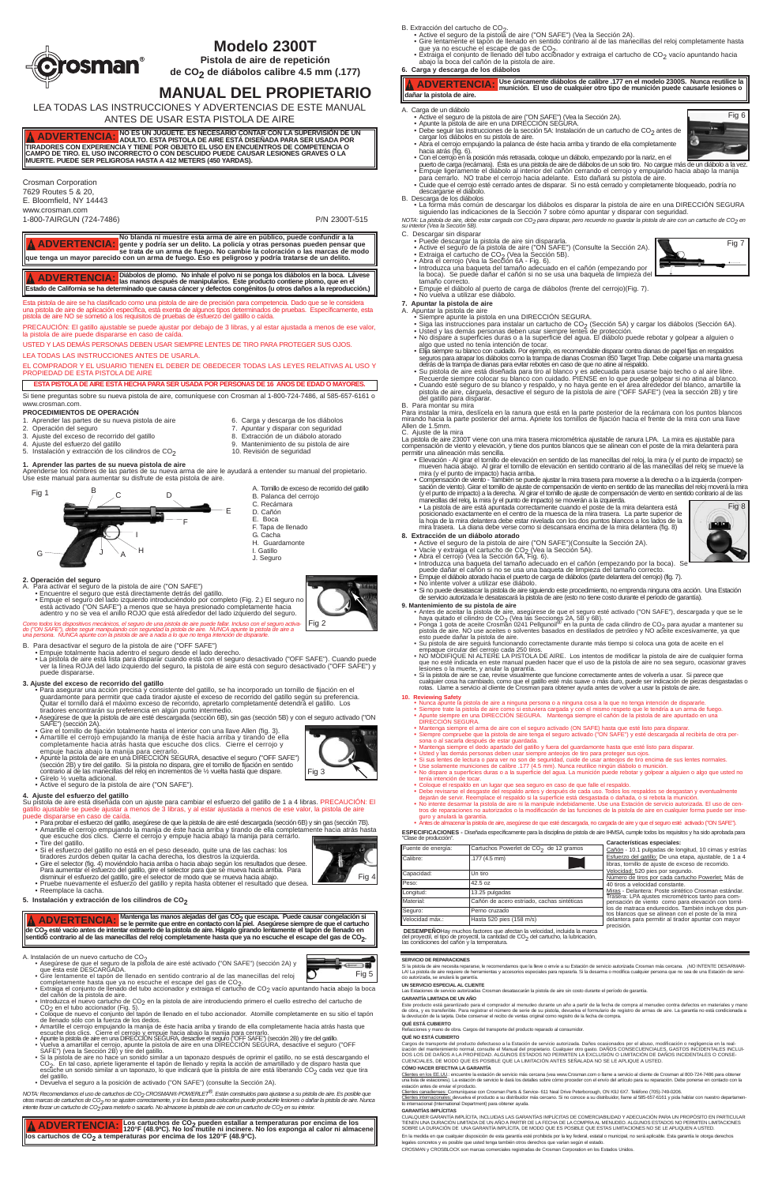# Modelo 2300T

**Pistola de aire de repetición de $CO_2$ de diábolos calibre 4.5 mm (.177)**

# MANUAL DEL PROPIETARIO

LEA TODAS LAS INSTRUCCIONES Y ADVERTENCIAS DE ESTE MANUAL ANTES DE USAR ESTA PISTOLA DE AIRE

**⚠ ADVERTENCIA: NO ES UN JUGUETE. ES NECESARIO CONTAR CON LA SUPERVISIÓN DE UN ADULTO. ESTA PISTOLA DE AIRE ESTÁ DISEÑADA PARA SER USADA POR TIRADORES CON EXPERIENCIA Y TIENE POR OBJETO EL USO EN ENCUENTROS DE COMPETENCIA O CAMPO DE TIRO. EL USO INCORRECTO O CON DESCUIDO PUEDE CAUSAR LESIONES GRAVES O LA MUERTE. PUEDE SER PELIGROSA HASTA A 412 METERS (450 YARDAS).**

Crosman Corporation
7629 Routes 5 & 20,
E. Bloomfield, NY 14443
www.crosman.com
1-800-7AIRGUN (724-7486)

P/N 2300T-515

**⚠ ADVERTENCIA: No blanda ni muestre esta arma de aire en público, puede confundir a la gente y podría ser un delito. La policía y otras personas pueden pensar que se trata de un arma de fuego. No cambie la coloración o las marcas de modo que tenga un mayor parecido con un arma de fuego. Eso es peligroso y podría tratarse de un delito.**

**⚠ ADVERTENCIA: Diábolos de plomo. No inhale el polvo ni se ponga los diábolos en la boca. Lávese las manos después de manipularlos. Este producto contiene plomo, que en el Estado de California se ha determinado que causa cáncer y defectos congénitos (u otros daños a la reproducción.)**

Esta pistola de aire se ha clasificado como una pistola de aire de precisión para competencia. Dado que se le considera una pistola de aire de aplicación específica, está exenta de algunos tipos determinados de pruebas. Específicamente, esta pistola de aire NO se sometió a los requisitos de pruebas de esfuerzo del gatillo o caída.

PRECAUCIÓN: El gatillo ajustable se puede ajustar por debajo de 3 libras, y al estar ajustada a menos de ese valor, la pistola de aire puede dispararse en caso de caída.

USTED Y LAS DEMÁS PERSONAS DEBEN USAR SIEMPRE LENTES DE TIRO PARA PROTEGER SUS OJOS.

LEA TODAS LAS INSTRUCCIONES ANTES DE USARLA.

EL COMPRADOR Y EL USUARIO TIENEN EL DEBER DE OBEDECER TODAS LAS LEYES RELATIVAS AL USO Y PROPIEDAD DE ESTA PISTOLA DE AIRE

**ESTA PISTOLA DE AIRE ESTÁ HECHA PARA SER USADA POR PERSONAS DE 16 AÑOS DE EDAD O MAYORES.**

Si tiene preguntas sobre su nueva pistola de aire, comuníquese con Crosman al 1-800-724-7486, al 585-657-6161 o www.crosman.com.

### PROCEDIMIENTOS DE OPERACIÓN

1. Aprender las partes de su nueva pistola de aire
2. Operación del seguro
3. Ajuste del exceso de recorrido del gatillo
4. Ajuste del esfuerzo del gatillo
5. Instalación y extracción de los cilindros de $CO_2$
6. Carga y descarga de los diábolos
7. Apuntar y disparar con seguridad
8. Extracción de un diábolo atorado
9. Mantenimiento de su pistola de aire
10. Revisión de seguridad

### 1. Aprender las partes de su nueva pistola de aire

Aprenderse los nombres de las partes de su nueva arma de aire le ayudará a entender su manual del propietario. Use este manual para aumentar su disfrute de esta pistola de aire.

Fig 1

A. Tornillo de exceso de recorrido del gatillo
B. Palanca del cerrojo
C. Recámara
D. Cañón
E. Boca
F. Tapa de llenado
G. Cacha
H. Guardamonte
I. Gatillo
J. Seguro

### 2. Operación del seguro

A. Para activar el seguro de la pistola de aire ("ON SAFE")
- Encuentre el seguro que está directamente detrás del gatillo.
- Empuje el seguro del lado izquierdo introduciéndolo por completo (Fig. 2.) El seguro no está activado ("ON SAFE") a menos que se haya presionado completamente hacia adentro y no se vea el anillo ROJO que está alrededor del lado izquierdo del seguro.

Fig 2

*Como todos los dispositivos mecánicos, el seguro de una pistola de aire puede fallar. Incluso con el seguro activado ("ON SAFE"), debe seguir manipulando con seguridad la pistola de aire. NUNCA apunte la pistola de aire a una persona. NUNCA apunte con la pistola de aire a nada a lo que no tenga intención de disparar.*

B. Para desactivar el seguro de la pistola de aire ("OFF SAFE")
- Empuje totalmente hacia adentro el seguro desde el lado derecho.
- La pistola de aire está lista para disparar cuando está con el seguro desactivado ("OFF SAFE"). Cuando puede ver la línea ROJA del lado izquierdo del seguro, la pistola de aire está con seguro desactivado ("OFF SAFE") y puede dispararse.

### 3. Ajuste del exceso de recorrido del gatillo

- Para asegurar una acción precisa y consistente del gatillo, se ha incorporado un tornillo de fijación en el guardamonte para permitir que cada tirador ajuste el exceso de recorrido del gatillo según su preferencia. Quitar el tornillo dará el máximo exceso de recorrido, apretarlo completamente detendrá el gatillo. Los tiradores encontrarán su preferencia en algún punto intermedio.
- Asegúrese de que la pistola de aire esté descargada (sección 6B), sin gas (sección 5B) y con el seguro activado ("ON SAFE") (sección 2A).
- Gire el tornillo de fijación totalmente hasta el interior con una llave Allen (fig. 3).
- Amartille el cerrojo empujando la manija de éste hacia arriba y tirando de ella completamente hacia atrás hasta que escuche dos clics. Cierre el cerrojo y empuje hacia abajo la manija para cerrarlo.
- Apunte la pistola de aire en una DIRECCIÓN SEGURA, desactive el seguro ("OFF SAFE") (sección 2B) y tire del gatillo. Si la pistola no dispara, gire el tornillo de fijación en sentido contrario al de las manecillas del reloj en incrementos de ½ vuelta hasta que dispare.
- Gírelo ½ vuelta adicional.
- Active el seguro de la pistola de aire ("ON SAFE").

Fig 3

### 4. Ajuste del esfuerzo del gatillo

Su pistola de aire está diseñada con un ajuste para cambiar el esfuerzo del gatillo de 1 a 4 libras. PRECAUCIÓN: El gatillo ajustable se puede ajustar a menos de 3 libras, y al estar ajustada a menos de ese valor, la pistola de aire puede dispararse en caso de caída.

- Para probar el esfuerzo del gatillo, asegúrese de que la pistola de aire esté descargada (sección 6B) y sin gas (sección 7B).
- Amartille el cerrojo empujando la manija de éste hacia arriba y tirando de ella completamente hacia atrás hasta que escuche dos clics. Cierre el cerrojo y empuje hacia abajo la manija para cerrarlo.
- Tire del gatillo.
- Si el esfuerzo del gatillo no está en el peso deseado, quite una de las cachas: los tiradores zurdos deben quitar la cacha derecha, los diestros la izquierda.
- Gire el selector (fig. 4) moviéndolo hacia arriba o hacia abajo según los resultados que desee. Para aumentar el esfuerzo del gatillo, gire el selector para que se mueva hacia arriba. Para disminuir el esfuerzo del gatillo, gire el selector de modo que se mueva hacia abajo.
- Pruebe nuevamente el esfuerzo del gatillo y repita hasta obtener el resultado que desea.
- Reemplace la cacha.

Fig 4

### 5. Instalación y extracción de los cilindros de $CO_2$

**⚠ ADVERTENCIA: Mantenga las manos alejadas del gas $CO_2$ que escapa. Puede causar congelación si se le permite que entre en contacto con la piel. Asegúrese siempre de que el cartucho de $CO_2$ esté vacío antes de intentar extraerlo de la pistola de aire. Hágalo girando lentamente el tapón de llenado en sentido contrario al de las manecillas del reloj completamente hasta que ya no escuche el escape del gas $CO_2$.**

A. Instalación de un nuevo cartucho de $CO_2$
- Asegúrese de que el seguro de la pistola de aire esté activado ("ON SAFE") (sección 2A) y que ésta esté DESCARGADA.
- Gire lentamente el tapón de llenado en sentido contrario al de las manecillas del reloj completamente hasta que ya no escuche el escape del gas de $CO_2$.
- Extraiga el conjunto de llenado del tubo accionador y extraiga el cartucho de $CO_2$ vacío apuntando hacia abajo la boca del cañón de la pistola de aire.
- Introduzca el nuevo cartucho de $CO_2$ en la pistola de aire introduciendo primero el cuello estrecho del cartucho de $CO_2$ en el tubo accionador (Fig. 5).
- Coloque de nuevo el conjunto del tapón de llenado en el tubo accionador. Atornille completamente en su sitio el tapón de llenado sólo con la fuerza de los dedos.
- Amartille el cerrojo empujando la manija de éste hacia arriba y tirando de ella completamente hacia atrás hasta que escuche dos clics. Cierre el cerrojo y empuje hacia abajo la manija para cerrarlo.
- Apunte la pistola de aire en una DIRECCIÓN SEGURA, desactive el seguro ("OFF SAFE") (sección 2B) y tire del gatillo.
- Vuelva a amartillar el cerrojo, apunte la pistola de aire en una DIRECCIÓN SEGURA, desactive el seguro ("OFF SAFE") (vea la Sección 2B) y tire del gatillo.
- Si la pistola de aire no hace un sonido similar a un taponazo después de oprimir el gatillo, no se está descargando el $CO_2$. En tal caso, apriete ligeramente el tapón de llenado y repita la acción de amartillado y de disparo hasta que escuche un sonido similar a un taponazo, lo que indicará que la pistola de aire está liberando $CO_2$ cada vez que tira del gatillo.
- Devuelva el seguro a la posición de activado ("ON SAFE") (consulte la Sección 2A).

Fig 5

*NOTA: Recomendamos el uso de cartuchos de $CO_2$ CROSMAN® POWERLET®. Están construidos para ajustarse a su pistola de aire. Es posible que otras marcas de cartuchos de $CO_2$ no se ajusten correctamente, y si los fuerza para colocarlos puede producirle lesiones o dañar la pistola de aire. Nunca intente forzar un cartucho de $CO_2$ para meterlo o sacarlo. No almacene la pistola de aire con un cartucho de $CO_2$ en su interior.*

**⚠ ADVERTENCIA: Los cartuchos de $CO_2$ pueden estallar a temperaturas por encima de los 120°F (48.9°C). No los mutile ni incinere. No los exponga al calor ni almacene los cartuchos de $CO_2$ a temperaturas por encima de los 120°F (48.9°C).**

B. Extracción del cartucho de $CO_2$
- Active el seguro de la pistola de aire ("ON SAFE") (Vea la Sección 2A).
- Gire lentamente el tapón de llenado en sentido contrario al de las manecillas del reloj completamente hasta que ya no escuche el escape del gas de $CO_2$.
- Extraiga el conjunto de llenado del tubo accionador y extraiga el cartucho de $CO_2$ vacío apuntando hacia abajo la boca del cañón de la pistola de aire.

### 6. Carga y descarga de los diábolos

**⚠ ADVERTENCIA: Use únicamente diábolos de calibre .177 en el modelo 2300S. Nunca reutilice la munición. El uso de cualquier otro tipo de munición puede causarle lesiones o dañar la pistola de aire.**

A. Carga de un diábolo
- Active el seguro de la pistola de aire ("ON SAFE") (Vea la Sección 2A).
- Apunte la pistola de aire en una DIRECCIÓN SEGURA.
- Debe seguir las instrucciones de la sección 5A: Instalación de un cartucho de $CO_2$ antes de cargar los diábolos en su pistola de aire.
- Abra el cerrojo empujando la palanca de éste hacia arriba y tirando de ella completamente hacia atrás (fig. 6).
- Con el cerrojo en la posición más retrasada, coloque un diábolo, empezando por la nariz, en el puerto de carga (recámara). Ésta es una pistola de aire de diábolos de un solo tiro. No cargue más de un diábolo a la vez.
- Empuje ligeramente el diábolo al interior del cañón cerrando el cerrojo y empujando hacia abajo la manija para cerrarlo. NO trabe el cerrojo hacia adelante. Esto dañará su pistola de aire.
- Cuide que el cerrojo esté cerrado antes de disparar. Si no está cerrado y completamente bloqueado, podría no descargarse el diábolo.

Fig 6

B. Descarga de los diábolos
- La forma más común de descargar los diábolos es disparar la pistola de aire en una DIRECCIÓN SEGURA siguiendo las indicaciones de la Sección 7 sobre cómo apuntar y disparar con seguridad.

*NOTA: La pistola de aire, debe estar cargada con $CO_2$ para disparar, pero recuerde no guardar la pistola de aire con un cartucho de $CO_2$ en su interior (Vea la Sección 5B).*

C. Descargar sin disparar
- Puede descargar la pistola de aire sin dispararla.
- Active el seguro de la pistola de aire ("ON SAFE") (Consulte la Sección 2A).
- Extraiga el cartucho de $CO_2$ (Vea la Sección 5B).
- Abra el cerrojo (Vea la Sección 6A - Fig. 6).
- Introduzca una baqueta del tamaño adecuado en el cañón (empezando por la boca). Se puede dañar el cañón si no se usa una baqueta de limpieza del tamaño correcto.
- Empuje el diábolo al puerto de carga de diábolos (frente del cerrojo)(Fig. 7).
- No vuelva a utilizar ese diábolo.

Fig 7

### 7. Apuntar la pistola de aire

A. Apuntar la pistola de aire
- Siempre apunte la pistola en una DIRECCIÓN SEGURA.
- Siga las instrucciones para instalar un cartucho de $CO_2$ (Sección 5A) y cargar los diábolos (Sección 6A).
- Usted y las demás personas deben usar siempre lentes de protección.
- No dispare a superficies duras o a la superficie del agua. El diábolo puede rebotar y golpear a alguien o algo que usted no tenía intención de tocar.
- Elija siempre su blanco con cuidado. Por ejemplo, es recomendable disparar contra dianas de papel fijas en respaldos seguros para atrapar los diábolos como la trampa de dianas Crosman 850 Target Trap. Debe colgarse una manta gruesa detrás de la trampa de dianas para evitar rebotes en caso de que no atine al respaldo.
- Su pistola de aire está diseñada para tiro al blanco y es adecuada para usarse bajo techo o al aire libre. Recuerde siempre colocar su blanco con cuidado. PIENSE en lo que puede golpear si no atina al blanco.
- Cuando esté seguro de su blanco y respaldo, y no haya gente en el área alrededor del blanco, amartille la pistola de aire, cárguela, desactive el seguro de la pistola de aire ("OFF SAFE") (vea la sección 2B) y tire del gatillo para disparar.

B. Para montar su mira

Para instalar la mira, deslícela en la ranura que está en la parte posterior de la recámara con los puntos blancos mirando hacia la parte posterior del arma. Apriete los tornillos de fijación hacia el frente de la mira con una llave Allen de 1.5mm.

C. Ajuste de la mira

La pistola de aire 2300T viene con una mira trasera micrométrica ajustable de ranura LPA. La mira es ajustable para compensación de viento y elevación, y tiene dos puntos blancos que se alinean con el poste de la mira delantera para permitir una alineación más sencilla.

- Elevación - Al girar el tornillo de elevación en sentido de las manecillas del reloj, la mira (y el punto de impacto) se mueven hacia abajo. Al girar el tornillo de elevación en sentido contrario al de las manecillas del reloj se mueve la mira (y el punto de impacto) hacia arriba.
- Compensación de viento - También se puede ajustar la mira trasera para moverse a la derecha o a la izquierda (compensación de viento). Girar el tornillo de ajuste de compensación de viento en sentido de las manecillas del reloj moverá la mira (y el punto de impacto) a la derecha. Al girar el tornillo de ajuste de compensación de viento en sentido contrario al de las manecillas del reloj, la mira (y el punto de impacto) se moverán a la izquierda.
- La pistola de aire está apuntada correctamente cuando el poste de la mira delantera está posicionado exactamente en el centro de la muesca de la mira trasera. La parte superior de la hoja de la mira delantera debe estar nivelada con los dos puntos blancos a los lados de la mira trasera. La diana debe verse como si descansara encima de la mira delantera (Fig 8)

Fig 8

### 8. Extracción de un diábolo atorado

- Active el seguro de la pistola de aire ("ON SAFE")(Consulte la Sección 2A).
- Vacíe y extraiga el cartucho de $CO_2$ (Vea la Sección 5A).
- Abra el cerrojo (Vea la Sección 6A, Fig. 6).
- Introduzca una baqueta del tamaño adecuado en el cañón (empezando por la boca). Se puede dañar el cañón si no se usa una baqueta de limpieza del tamaño correcto.
- Empuje el diábolo atorado hacia el puerto de carga de diábolos (parte delantera del cerrojo) (fig. 7).
- No intente volver a utilizar ese diábolo.
- Si no puede desatascar la pistola de aire siguiendo este procedimiento, no emprenda ninguna otra acción. Una Estación de servicio autorizada le desatascará la pistola de aire (esto no tiene costo durante el periodo de garantía).

### 9. Mantenimiento de su pistola de aire

- Antes de aceitar la pistola de aire, asegúrese de que el seguro esté activado ("ON SAFE"), descargada y que se le haya quitado el cilindro de $CO_2$ (Vea las Secciones 2A, 5B y 6B).
- Ponga 1 gota de aceite Crosman 0241 Pellgunoil® en la punta de cada cilindro de $CO_2$ para ayudar a mantener su pistola de aire. NO use aceites o solventes basados en destilados de petróleo y NO aceite excesivamente, ya que esto puede dañar la pistola de aire.
- Su pistola de aire seguirá funcionando correctamente durante más tiempo si coloca una gota de aceite en el empaque circular del cerrojo cada 250 tiros.
- NO MODIFIQUE NI ALTERE LA PISTOLA DE AIRE. Los intentos de modificar la pistola de aire de cualquier forma que no esté indicada en este manual pueden hacer que el uso de la pistola de aire no sea seguro, ocasionar graves lesiones o la muerte, y anular la garantía.
- Si la pistola de aire se cae, revise visualmente que funcione correctamente antes de volverla a usar. Si parece que cualquier cosa ha cambiado, como que el gatillo esté más suave o más duro, puede ser indicación de piezas desgastadas o rotas. Llame a servicio al cliente de Crosman para obtener ayuda antes de volver a usar la pistola de aire.

### 10. Reviewing Safety

- Nunca apunte la pistola de aire a ninguna persona o a ninguna cosa a la que no tenga intención de disparar.
- Siempre trate la pistola de aire como si estuviera cargada y con el mismo respeto que le tendría a un arma de fuego.
- Apunte siempre en una DIRECCIÓN SEGURA. Mantenga siempre el cañón de la pistola de aire apuntado en una DIRECCIÓN SEGURA.
- Mantenga siempre el arma de aire con el seguro activado (ON SAFE) hasta que esté lista para disparar.
- Siempre compruebe que la pistola de aire tenga el seguro activado ("ON SAFE") y esté descargada al recibirla de otra persona o al sacarla después de estar guardada.
- Mantenga siempre el dedo apartado del gatillo y fuera del guardamonte hasta que esté listo para disparar.
- Usted y las demás personas deben usar siempre anteojos de tiro para proteger sus ojos.
- Si sus lentes de lectura o para ver no son de seguridad, cuide de usar anteojos de tiro encima de sus lentes normales.
- Use solamente municiones de calibre .177 (4.5 mm). Nunca reutilice ningún diábolo o munición.
- No dispare a superficies duras o a la superficie del agua. La munición puede rebotar y golpear a alguien o algo que usted no tenía intención de tocar.
- Coloque el respaldo en un lugar que sea seguro en caso de que falle el respaldo.
- Debe revisarse el desgaste del respaldo antes y después de cada uso. Todos los respaldos se desgastan y eventualmente dejarán de servir. Reemplace el respaldo si la superficie está desgastada o dañada, o si rebota la munición.
- No intente desarmar la pistola de aire ni la manipule indebidamente. Use una Estación de servicio autorizada. El uso de centros de reparaciones no autorizados o la modificación de las funciones de la pistola de aire en cualquier forma puede ser inseguro y anulará la garantía.
- Antes de almacenar la pistola de aire, asegúrese de que esté descargada, no cargada de aire y que el seguro esté activado ("ON SAFE").

**ESPECIFICACIONES** - Diseñada específicamente para la disciplina de pistola de aire IHMSA, cumple todos los requisitos y ha sido aprobada para "Clase de producción".

| | |
|---|---|
| Fuente de energía: | Cartuchos Powerlet de $CO_2$ de 12 gramos |
| Calibre: | .177 (4.5 mm) |
| Capacidad: | Un tiro |
| Peso: | 42.5 oz |
| Longitud: | 13.25 pulgadas |
| Material: | Cañón de acero estriado, cachas sintéticas |
| Seguro: | Perno cruzado |
| Velocidad máx.: | Hasta 520 pies (158 m/s) |

**Características especiales:**

Cañón - 10.1 pulgadas de longitud, 10 cimas y estrías

Esfuerzo del gatillo: De una etapa, ajustable, de 1 a 4 libras, tornillo de ajuste de exceso de recorrido.

Velocidad: 520 pies por segundo.

Número de tiros por cada cartucho Powerlet: Más de 40 tiros a velocidad constante.

Miras - Delantera: Poste sintético Crosman estándar. Trasera: LPA ajustes micrométricos tanto para compensación de viento como para elevación con tornillos de materiales endurecidos. También incluye dos puntos blancos que se alinean con el poste de la mira delantera para permitir al tirador apuntar con mayor precisión.

**DESEMPEÑO**-Hay muchos factores que afectan la velocidad, incluida la marca del proyectil, el tipo de proyectil, la cantidad de $CO_2$ del cartucho, la lubricación, las condiciones del cañón y la temperatura.

**SERVICIO DE REPARACIONES**

Si la pistola de aire necesita repararse, le recomendamos que la lleve o envíe a su Estación de servicio autorizada Crosman más cercana. ¡NO INTENTE DESARMARLA! La pistola de aire requiere de herramientas y accesorios especiales para repararla. Si la desarma o modifica cualquier persona que no sea de una Estación de servicio autorizada, se anulará la garantía.

**UN SERVICIO ESPECIAL AL CLIENTE**

Las Estaciones de servicio autorizadas Crosman desatascarán la pistola de aire sin costo durante el periodo de garantía.

**GARANTÍA LIMITADA DE UN AÑO**

Este producto está garantizado para el comprador al menudeo durante un año a partir de la fecha de compra al menudeo contra defectos en materiales y mano de obra, y es transferible. Para registrar el número de serie de su pistola, devuelva el formulario de registro de garantía de su pistola. Debe conservar el recibo de ventas original como registro de la fecha de compra.

**QUÉ ESTÁ CUBIERTO**

Refacciones y mano de obra. Cargos del transporte del producto reparado al consumidor.

**QUÉ NO ESTÁ CUBIERTO**

Cargos de transporte del producto defectuoso a la Estación de servicio autorizada. Daños ocasionados por el abuso, modificación o negligencia en la realización del mantenimiento normal, consulte el Manual del propietario. Cualquier otro gasto. DAÑOS CONSECUENCIALES, GASTOS INCIDENTALES INCLUIDOS LOS DE DAÑOS A LA PROPIEDAD. ALGUNOS ESTADOS NO PERMITEN LA EXCLUSIÓN O LIMITACIÓN DE DAÑOS INCIDENTALES O CONSECUENCIALES, DE MODO QUE ES POSIBLE QUE LA LIMITACIÓN ANTES SEÑALADA NO SE LE APLIQUE A USTED.

**CÓMO HACER EFECTIVA LA GARANTÍA**

Clientes en los EE.UU.: encuentre la estación de servicio más cercana (vea www.Crosman.com o llame a servicio al cliente de Crosman al 800-724-7486 para obtener una lista de estaciones). La estación de servicio le dará los detalles sobre cómo proceder con el envío del artículo para su reparación. Debe conservar el recibo de su estación antes de enviar el producto.

Clientes canadienses: Comuníquese con Crosman Parts & Service- 611 Neal Drive Peterborough, ON K9J 6X7. Teléfono (705)-749-0206.

Clientes internacionales: devuelva el producto a su distribuidor más cercano. Si no conoce a su distribuidor, llame al 585-657-6161 y pida hablar con nuestro departamento internacional (International Department) para obtener ayuda.

**GARANTÍAS IMPLÍCITAS**

CUALQUIER GARANTÍA IMPLÍCITA, INCLUIDAS LAS GARANTÍAS IMPLÍCITAS DE COMERCIABILIDAD Y ADECUACIÓN PARA UN PROPÓSITO EN PARTICULAR TIENEN UNA DURACIÓN LIMITADA DE UN AÑO A PARTIR DE LA FECHA DE LA COMPRA AL MENUDEO. ALGUNOS ESTADOS NO PERMITEN LIMITACIONES SOBRE LA DURACIÓN DE UNA GARANTÍA IMPLÍCITA, DE MODO QUE ES POSIBLE QUE ESTAS LIMITACIONES NO SE LE APLIQUEN A USTED.

En la medida en que cualquier disposición de esta garantía esté prohibida por la ley federal, estatal o municipal, no será aplicable. Esta garantía le otorga derechos legales concretos y es posible que usted tenga también otros derechos que varían según el estado.

CROSMAN y CROSBLOCK son marcas comerciales registradas de Crosman Corporation en los Estados Unidos.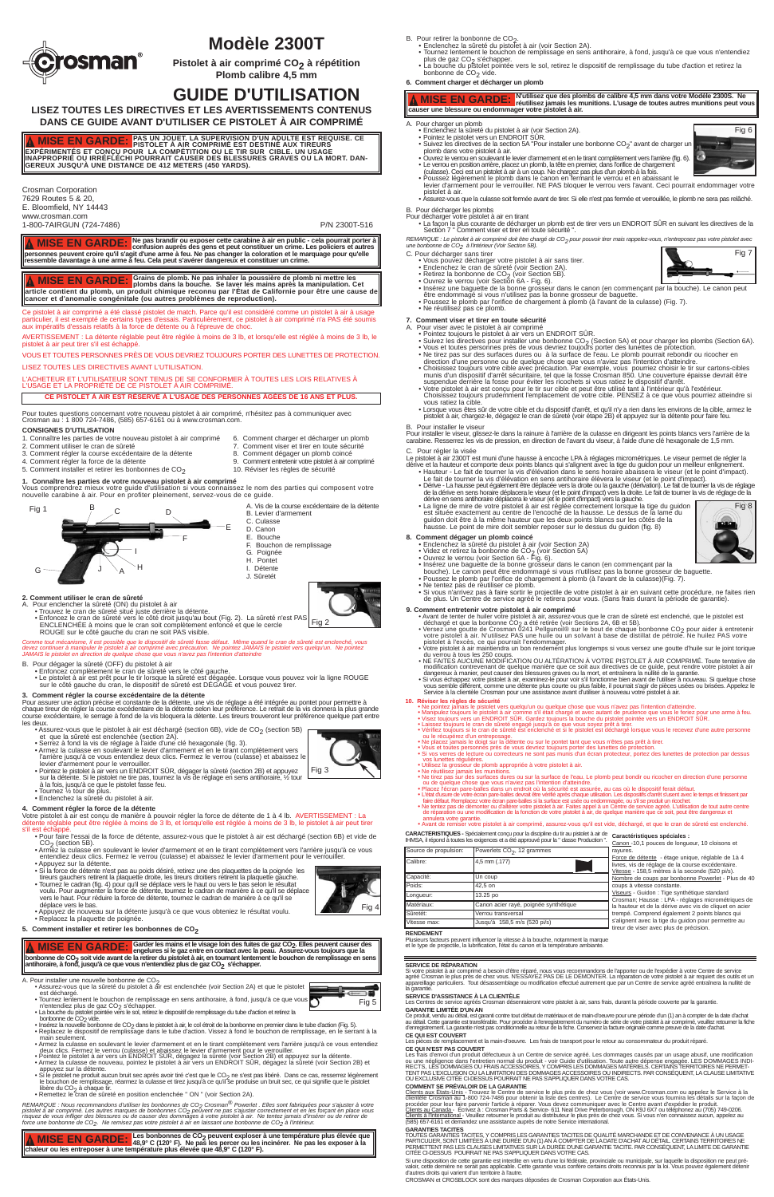# Modèle 2300T

**Pistolet à air comprimé $CO_2$ à répétition**
**Plomb calibre 4,5 mm**

# GUIDE D'UTILISATION

## LISEZ TOUTES LES DIRECTIVES ET LES AVERTISSEMENTS CONTENUS DANS CE GUIDE AVANT D'UTILISER CE PISTOLET À AIR COMPRIMÉ

**⚠ MISE EN GARDE: PAS UN JOUET. LA SUPERVISION D'UN ADULTE EST REQUISE. CE PISTOLET À AIR COMPRIMÉ EST DESTINÉ AUX TIREURS EXPÉRIMENTÉS ET CONÇU POUR LA COMPÉTITION OU LE TIR SUR CIBLE. UN USAGE INAPPROPRIÉ OU IRRÉFLÉCHI POURRAIT CAUSER DES BLESSURES GRAVES OU LA MORT. DANGEREUX JUSQU'À UNE DISTANCE DE 412 METRES (450 YARDS).**

Crosman Corporation
7629 Routes 5 & 20,
E. Bloomfield, NY 14443
www.crosman.com
1-800-7AIRGUN (724-7486)

P/N 2300T-516

**⚠ MISE EN GARDE: Ne pas brandir ou exposer cette carabine à air en public - cela pourrait porter à confusion auprès des gens et peut constituer un crime. Les policiers et autres personnes peuvent croire qu'il s'agit d'une arme à feu. Ne pas changer la coloration et le marquage pour qu'elle ressemble davantage à une arme à feu. Cela peut s'avérer dangereux et constituer un crime.**

**⚠ MISE EN GARDE: Grains de plomb. Ne pas inhaler la poussière de plomb ni mettre les plombs dans la bouche. Se laver les mains après la manipulation. Cet article contient du plomb, un produit chimique reconnu par l'État de Californie pour être une cause de cancer et d'anomalie congénitale (ou autres problèmes de reproduction).**

Ce pistolet à air comprimé a été classé pistolet de match. Parce qu'il est considéré comme un pistolet à usage particulier, il est exempté de certains types d'essais. Particulièrement, ce pistolet à air comprimé n'a PAS été soumis aux impératifs d'essais relatifs à la force de détente ou à l'épreuve de choc.

AVERTISSEMENT : La détente réglable peut être réglée à moins de 3 lb, et lorsqu'elle est réglée à moins de 3 lb, le pistolet à air peut tirer s'il est échappé.

VOUS ET TOUTES PERSONNES PRÈS DE VOUS DEVRIEZ TOUJOURS PORTER DES LUNETTES DE PROTECTION.

LISEZ TOUTES LES DIRECTIVES AVANT L'UTILISATION.

L'ACHETEUR ET L'UTILISATEUR SONT TENUS DE SE CONFORMER À TOUTES LES LOIS RELATIVES À L'USAGE ET LA PROPRIÉTÉ DE CE PISTOLET À AIR COMPRIMÉ.

**CE PISTOLET À AIR EST RÉSERVÉ À L'USAGE DES PERSONNES ÂGÉES DE 16 ANS ET PLUS.**

Pour toutes questions concernant votre nouveau pistolet à air comprimé, n'hésitez pas à communiquer avec Crosman au : 1 800 724-7486, (585) 657-6161 ou à www.crosman.com.

**CONSIGNES D'UTILISATION**

1. Connaître les parties de votre nouveau pistolet à air comprimé
2. Comment utiliser le cran de sûreté
3. Comment régler la course excédentaire de la détente
4. Comment régler la force de la détente
5. Comment installer et retirer les bonbonnes de $CO_2$
6. Comment charger et décharger un plomb
7. Comment viser et tirer en toute sécurité
8. Comment dégager un plomb coincé
9. Comment entretenir votre pistolet à air comprimé
10. Réviser les règles de sécurité

**1. Connaître les parties de votre nouveau pistolet à air comprimé**
Vous comprendrez mieux votre guide d'utilisation si vous connaissez le nom des parties qui composent votre nouvelle carabine à air. Pour en profiter pleinement, servez-vous de ce guide.

Fig 1

A. Vis de la course excédentaire de la détente
B. Levier d'armement
C. Culasse
D. Canon
E. Bouche
F. Bouchon de remplissage
G. Poignée
H. Pontet
I. Détente
J. Sûreté

**2. Comment utiliser le cran de sûreté**
A. Pour enclencher la sûreté (ON) du pistolet à air
- Trouvez le cran de sûreté situé juste derrière la détente.
- Enfoncez le cran de sûreté vers le côté droit jusqu'au bout (Fig. 2). La sûreté n'est PAS ENCLENCHÉE à moins que le cran soit complètement enfoncé et que le cercle ROUGE sur le côté gauche du cran ne soit PAS visible.

Fig 2

*Comme tout mécanisme, il est possible que le dispositif de sûreté fasse défaut. Même quand le cran de sûreté est enclenché, vous devez continuer à manipuler le pistolet à air comprimé avec précaution. Ne pointez JAMAIS le pistolet vers quelqu'un. Ne pointez JAMAIS le pistolet en direction de quelque chose que vous n'avez pas l'intention d'atteindre*

B. Pour dégager la sûreté (OFF) du pistolet à air
- Enfoncez complètement le cran de sûreté vers le côté gauche.
- Le pistolet à air est prêt pour le tir lorsque la sûreté est dégagée. Lorsque vous pouvez voir la ligne ROUGE sur le côté gauche du cran, le dispositif de sûreté est DÉGAGÉ et vous pouvez tirer.

**3. Comment régler la course excédentaire de la détente**
Pour assurer une action précise et constante de la détente, une vis de réglage a été intégrée au pontet pour permettre à chaque tireur de régler la course excédentaire de la détente selon leur préférence. Le retrait de la vis donnera la plus grande course excédentaire, le serrage à fond de la vis bloquera la détente. Les tireurs trouveront leur préférence quelque part entre les deux.
- Assurez-vous que le pistolet à air est déchargé (section 6B), vide de $CO_2$ (section 5B) et que la sûreté est enclenchée (section 2A).
- Serrez à fond la vis de réglage à l'aide d'une clé hexagonale (fig. 3).
- Armez la culasse en soulevant le levier d'armement et en le tirant complètement vers l'arrière jusqu'à ce vous entendiez deux clics. Fermez le verrou (culasse) et abaissez le levier d'armement pour le verrouiller.
- Pointez le pistolet à air vers un ENDROIT SÛR, dégager la sûreté (section 2B) et appuyez sur la détente. Si le tir ne part pas, tournez la vis de réglage en sens antihoraire, ½ tour à la fois, jusqu'à ce que le pistolet fasse feu.
- Tournez ½ tour de plus.
- Enclenchez la sûreté du pistolet à air.

Fig 3

**4. Comment régler la force de la détente**
Votre pistolet à air est conçu de manière à pouvoir régler la force de détente de 1 à 4 lb. AVERTISSEMENT : La détente réglable peut être réglée à moins de 3 lb, et lorsqu'elle est réglée à moins de 3 lb, le pistolet à air peut tirer s'il est échappé.
- Pour faire l'essai de la force de détente, assurez-vous que le pistolet à air est déchargé (section 6B) et vide de $CO_2$ (section 5B).
- Armez la culasse en soulevant le levier d'armement et en le tirant complètement vers l'arrière jusqu'à ce vous entendiez deux clics. Fermez le verrou (culasse) et abaissez le levier d'armement pour le verrouiller.
- Appuyez sur la détente.
- Si la force de détente n'est pas au poids désiré, retirez une des plaquettes de la poignée les tireurs gauchers retirent la plaquette droite, les tireurs droitiers retirent la plaquette gauche.
- Tournez le cadran (fig. 4) pour qu'il se déplace vers le haut ou vers le bas selon le résultat voulu. Pour augmenter la force de détente, tournez le cadran de manière à ce qu'il se déplace vers le haut. Pour réduire la force de détente, tournez le cadran de manière à ce qu'il se déplace vers le bas.
- Appuyez de nouveau sur la détente jusqu'à ce que vous obteniez le résultat voulu.
- Replacez la plaquette de poignée.

Fig 4

**5. Comment installer et retirer les bonbonnes de $CO_2$**

**⚠ MISE EN GARDE: Garder les mains et le visage loin des fuites de gaz $CO_2$. Elles peuvent causer des engelures si le gaz entre en contact avec la peau. Assurez-vous toujours que la bonbonne de $CO_2$ soit vide avant de la retirer du pistolet à air, en tournant lentement le bouchon de remplissage en sens antihoraire, à fond, jusqu'à ce que vous n'entendiez plus de gaz $CO_2$ s'échapper.**

A. Pour installer une nouvelle bonbonne de $CO_2$
- Assurez-vous que la sûreté du pistolet à air est enclenchée (voir Section 2A) et que le pistolet est déchargé.
- Tournez lentement le bouchon de remplissage en sens antihoraire, à fond, jusqu'à ce que vous n'entendiez plus de gaz $CO_2$ s'échapper.
- La bouche du pistolet pointée vers le sol, retirez le dispositif de remplissage du tube d'action et retirez la bonbonne de $CO_2$ vide.
- Insérez la nouvelle bonbonne de $CO_2$ dans le pistolet à air, le col étroit de la bonbonne en premier dans le tube d'action (Fig. 5).
- Replacez le dispositif de remplissage dans le tube d'action. Vissez à fond le bouchon de remplissage, en le serrant à la main seulement.
- Armez la culasse en soulevant le levier d'armement et en le tirant complètement vers l'arrière jusqu'à ce vous entendiez deux clics. Fermez le verrou (culasse) et abaissez le levier d'armement pour le verrouiller.
- Pointez le pistolet à air vers un ENDROIT SÛR, dégagez la sûreté (voir Section 2B) et appuyez sur la détente.
- Armez la culasse de nouveau, pointez le pistolet à air vers un ENDROIT SÛR, dégagez la sûreté (voir Section 2B) et appuyez sur la détente.
- Si le pistolet ne produit aucun bruit est assurez-vous que c'est que le $CO_2$ ne s'est pas libéré. Dans ce cas, resserrez légèrement le bouchon de remplissage, réarmez la culasse et tirez jusqu'à ce qu'il se produise un bruit sec, ce qui signifie que le pistolet libère du $CO_2$ à chaque tir.
- Remettez le cran de sûreté en position enclenchée " ON " (voir Section 2A).

Fig 5

*REMARQUE : Nous recommandons d'utiliser les bonbonnes de $CO_2$ Crosman® Powerlet . Elles sont fabriquées pour s'ajuster à votre pistolet à air comprimé. Les autres marques de bonbonnes $CO_2$ peuvent ne pas s'ajuster correctement et en les forçant en place vous risquez de vous infliger des blessures ou de causer des dommages à votre pistolet à air. Ne tentez jamais d'insérer ou de retirer de force une bonbonne de $CO_2$. Ne remisez pas votre pistolet à air en laissant une bonbonne de $CO_2$ à l'intérieur.*

**⚠ MISE EN GARDE: Les bonbonnes de $CO_2$ peuvent exploser à une température plus élevée que 48,9° C (120° F). Ne pas les percer ou les incinérer. Ne pas les exposer à la chaleur ou les entreposer à une température plus élevée que 48,9° C (120° F).**

B. Pour retirer la bonbonne de $CO_2$
- Enclenchez la sûreté du pistolet à air (voir Section 2A).
- Tournez lentement le bouchon de remplissage en sens antihoraire, à fond, jusqu'à ce que vous n'entendiez plus de gaz $CO_2$ s'échapper.
- La bouche du pistolet pointée vers le sol, retirez le dispositif de remplissage du tube d'action et retirez la bonbonne de $CO_2$ vide.

**6. Comment charger et décharger un plomb**

**⚠ MISE EN GARDE: N'utilisez que des plombs de calibre 4,5 mm dans votre Modèle 2300S. Ne réutilisez jamais les munitions. L'usage de toutes autres munitions peut vous causer une blessure ou endommager votre pistolet à air.**

A. Pour charger un plomb
- Enclenchez la sûreté du pistolet à air (voir Section 2A).
- Pointez le pistolet vers un ENDROIT SÛR.
- Suivez les directives de la section 5A "Pour installer une bonbonne $CO_2$" avant de charger un plomb dans votre pistolet à air.
- Ouvrez le verrou en soulevant le levier d'armement et en le tirant complètement vers l'arrière (fig. 6).
- Le verrou en position arrière, placez un plomb, la tête en premier, dans l'orifice de chargement (culasse). Ceci est un pistolet à air à un coup. Ne chargez pas plus d'un plomb à la fois.
- Poussez légèrement le plomb dans le canon en fermant le verrou et en abaissant le levier d'armement pour le verrouiller. NE PAS bloquer le verrou vers l'avant. Ceci pourrait endommager votre pistolet à air.
- Assurez-vous que la culasse soit fermée avant de tirer. Si elle n'est pas fermée et verrouillée, le plomb ne sera pas relâché.

Fig 6

B. Pour décharger les plombs
Pour décharger votre pistolet à air en tirant
- La façon la plus courante de décharger un plomb est de tirer vers un ENDROIT SÛR en suivant les directives de la Section 7 " Comment viser et tirer en toute sécurité ".

*REMARQUE : Le pistolet à air comprimé doit être chargé de $CO_2$ pour pouvoir tirer mais rappelez-vous, n'entreposez pas votre pistolet avec une bonbonne de $CO_2$ à l'intérieur (Voir Section 5B).*

C. Pour décharger sans tirer
- Vous pouvez décharger votre pistolet à air sans tirer.
- Enclenchez le cran de sûreté (voir Section 2A).
- Retirez la bonbonne de $CO_2$ (voir Section 5B).
- Ouvrez le verrou (voir Section 6A - Fig. 6).
- Insérez une baguette de la bonne grosseur dans le canon (en commençant par la bouche). Le canon peut être endommagé si vous n'utilisez pas la bonne grosseur de baguette.
- Poussez le plomb par l'orifice de chargement à plomb (à l'avant de la culasse) (Fig. 7).
- Ne réutilisez pas ce plomb.

Fig 7

**7. Comment viser et tirer en toute sécurité**
A. Pour viser avec le pistolet à air comprimé
- Pointez toujours le pistolet à air vers un ENDROIT SÛR.
- Suivez les directives pour installer une bonbonne $CO_2$ (Section 5A) et pour charger les plombs (Section 6A).
- Vous et toutes personnes près de vous devriez toujours porter des lunettes de protection.
- Ne tirez pas sur des surfaces dures ou à la surface de l'eau. Le plomb pourrait rebondir ou ricocher en direction d'une personne ou de quelque chose que vous n'avez pas l'intention d'atteindre.
- Choisissez toujours votre cible avec précaution. Par exemple, vous pourriez choisir le tir sur cartons-cibles munis d'un dispositif d'arrêt sécuritaire, tel que la fosse Crosman 850. Une couverture épaisse devrait être suspendue derrière la fosse pour éviter les ricochets si vous ratiez le dispositif d'arrêt.
- Votre pistolet à air est conçu pour le tir sur cible et peut être utilisé tant à l'intérieur qu'à l'extérieur. Choisissez toujours prudemment l'emplacement de votre cible. PENSEZ à ce que vous pourriez atteindre si vous ratiez la cible.
- Lorsque vous êtes sûr de votre cible et du dispositif d'arrêt, et qu'il n'y a rien dans les environs de la cible, armez le pistolet à air, chargez-le, dégagez le cran de sûreté (voir étape 2B) et appuyez sur la détente pour faire feu.

B. Pour installer le viseur
Pour installer le viseur, glissez-le dans la rainure à l'arrière de la culasse en dirigeant les points blancs vers l'arrière de la carabine. Resserrez les vis de pression, en direction de l'avant du viseur, à l'aide d'une clé hexagonale de 1,5 mm.

C. Pour régler la visée
Le pistolet à air 2300T est muni d'une hausse à encoche LPA à réglages micrométriques. Le viseur permet de régler la dérive et la hauteur et comporte deux points blancs qui s'alignent avec la tige du guidon pour un meilleur enligmement.
- Hauteur - Le fait de tourner la vis d'élévation dans le sens horaire abaissera le viseur (et le point d'impact). Le fait de tourner la vis d'élévation en sens antihoraire élèvera le viseur (et le point d'impact).
- Dérive - La hausse peut également être déplacée vers la droite ou la gauche (dérivation). Le fait de tourner la vis de réglage de la dérive en sens horaire déplacera le viseur (et le point d'impact) vers la droite. Le fait de tourner la vis de réglage de la dérive en sens antihoraire déplacera le viseur (et le point d'impact) vers la gauche.
- La ligne de mire de votre pistolet à air est réglée correctement lorsque la tige du guidon est située exactement au centre de l'encoche de la hausse. Le dessus de la lame du guidon doit être à la même hauteur que les deux points blancs sur les côtés de la hausse. Le point de mire doit sembler reposer sur le dessus du guidon (fig. 8)

Fig 8

**8. Comment dégager un plomb coincé**
- Enclenchez la sûreté du pistolet à air (voir Section 2A)
- Videz et retirez la bonbonne de $CO_2$ (voir Section 5A)
- Ouvrez le verrou (voir Section 6A - Fig. 6).
- Insérez une baguette de la bonne grosseur dans le canon (en commençant par la bouche). Le canon peut être endommagé si vous n'utilisez pas la bonne grosseur de baguette.
- Poussez le plomb par l'orifice de chargement à plomb (à l'avant de la culasse)(Fig. 7).
- Ne tentez pas de réutiliser ce plomb.
- Si vous n'arrivez pas à faire sortir le projectile de votre pistolet à air en suivant cette procédure, ne faites rien de plus. Un Centre de service agréé le retirera pour vous. (Sans frais durant la période de garantie).

**9. Comment entretenir votre pistolet à air comprimé**
- Avant de tenter de huiler votre pistolet à air, assurez-vous que le cran de sûreté est enclenché, que le pistolet est déchargé et que la bonbonne $CO_2$ a été retirée (voir Sections 2A, 6B et 5B).
- Versez une gouttée de Crosman 0241 Pellgunoil® sur le bout de chaque bonbonne $CO_2$ pour aider à entretenir votre pistolet à air. N'utilisez PAS une huile ou un solvant à base de distillat de pétrole. Ne huilez PAS votre pistolet à l'excès, ce qui pourrait l'endommager.
- Votre pistolet à air maintiendra un bon rendement plus longtemps si vous versez une goutte d'huile sur le joint torique du verrou à tous les 250 coups.
- NE FAITES AUCUNE MODIFICATION OU ALTÉRATION À VOTRE PISTOLET À AIR COMPRIMÉ. Toute tentative de modification contrevenant de quelque manière que ce soit aux directives de ce guide, peut rendre votre pistolet à air dangereux à manier, peut causer des blessures graves ou la mort, et entraînera la nullité de la garantie.
- Si vous échappez votre pistolet à air, examinez-le pour voir s'il fonctionne bien avant de l'utiliser à nouveau. Si quelque chose vous semble différent, comme une détente plus courte ou plus faible, il pourrait s'agir de pièces usées ou brisées. Appelez le Service à la clientèle Crosman pour une assistance avant d'utiliser à nouveau votre pistolet à air.

**10. Réviser les règles de sécurité**
- Ne pointez jamais le pistolet vers quelqu'un ou quelque chose que vous n'avez pas l'intention d'atteindre.
- Manipulez toujours le pistolet à air comme s'il était chargé et avec autant de prudence que vous le feriez pour une arme à feu.
- Visez toujours vers un ENDROIT SÛR. Gardez toujours la bouche du pistolet pointée vers un ENDROIT SÛR.
- Laissez toujours le cran de sûreté engagé jusqu'à ce que vous soyez prêt à tirer.
- Vérifiez toujours si le cran de sûreté est enclenché et si le pistolet est déchargé lorsque vous le recevez d'une autre personne ou le récupérez d'un entreposage.
- Ne placez jamais le doigt sur la détente ou sur le pontet tant que vous n'êtes pas prêt à tirer.
- Vous et toutes personnes près de vous devriez toujours porter des lunettes de protection.
- Si vos verres de lecture ou correcteurs ne sont pas munis d'un écran protecteur, portez des lunettes de protection par dessus vos lunettes régulières.
- Utilisez la grosseur de plomb appropriée à votre pistolet à air.
- Ne réutilisez jamais les munitions.
- Ne tirez pas sur des surfaces dures ou sur la surface de l'eau. Le plomb peut bondir ou ricocher en direction d'une personne ou de quelque chose que vous n'avez pas l'intention d'atteindre.
- Placez l'écran pare-balles dans un endroit où la sécurité est assurée, au cas où le dispositif ferait défaut.
- L'état d'usure de votre écran pare-balles devrait être vérifié après chaque utilisation. Les dispositifs d'arrêt s'usent avec le temps et finissent par faire défaut. Remplacez votre écran pare-balles si la surface est usée ou endommagée, ou s'il se produit un ricochet.
- Ne tentez pas de démonter ou d'altérer votre pistolet à air. Faites appel à un Centre de service agréé. L'utilisation de tout autre centre de réparation ou une modification de la fonction de votre pistolet à air, de quelque manière que ce soit, peut être dangereuse et annulera votre garantie.
- Avant de remiser votre pistolet à air comprimé, assurez-vous qu'il est vide, déchargé, et que le cran de sûreté est enclenché.

**CARACTÉRISTIQUES** - Spécialement conçu pour la discipline du tir au pistolet à air de IHMSA, il répond à toutes les exigences et a été approuvé pour la " classe Production ".

| | |
|---|---|
| Source de propulsion: | Powerlets $CO_2$, 12 grammes |
| Calibre: | 4,5 mm (.177) |
| Capacité: | Un coup |
| Poids: | 42,5 on |
| Longueur: | 13.25 po |
| Matériaux: | Canon acier rayé, poignée synthétique |
| Sûreté: | Verrou transversal |
| Vitesse max: | Jusqu'à 158,5 m/s (520 pi/s) |

**Caractéristiques spéciales :**
Canon - 10,1 pouces de longueur, 10 cloisons et rayures.
Force de détente - étage unique, réglable de 1 à 4 livres, vis de réglage de la course excédentaire.
Vitesse - 158,5 mètres à la seconde (520 pi/s).
Nombre de coups par bonbonne Powerlet - Plus de 40 coups à vitesse constante.
Viseurs - Guidon : Tige synthétique standard Crosman; Hausse : LPA - réglages micrométriques de la hauteur et de la dérive avec vis de cliquet en acier trempé. Comprend également 2 points blancs qui s'alignent avec la tige du guidon pour permettre au tireur de viser avec plus de précision.

**RENDEMENT**
Plusieurs facteurs peuvent influencer la vitesse à la bouche, notamment la marque et le type de projectile, la lubrification, l'état du canon et la température ambiante.

**SERVICE DE RÉPARATION**
Si votre pistolet à air comprimé a besoin d'être réparé, nous vous recommandons de l'apporter ou de l'expédier à votre Centre de service agréé Crosman le plus près de chez vous. N'ESSAYEZ PAS DE LE DÉMONTER. La réparation de votre pistolet à air requiert des outils et un appareillage particuliers. Tout désassemblage ou modification effectué autrement que par un Centre de service agréé entraînera la nullité de la garantie.

**SERVICE D'ASSISTANCE À LA CLIENTÈLE**
Les Centres de service agréés Crosman desserviront votre pistolet à air, sans frais, durant la période couverte par la garantie.

**GARANTIE LIMITÉE D'UN AN**
Ce produit, vendu au détail, est garanti contre tout défaut de matériaux et de main-d'œuvre pour une période d'un (1) an à compter de la date d'achat au détail. Cette garantie est transférable. Pour procéder à l'enregistrement du numéro de série de votre pistolet à air comprimé, veuillez retourner la fiche d'enregistrement. La garantie n'est pas conditionnelle au retour de la fiche. Conservez la facture originale comme preuve de la date d'achat.

**CE QUI EST COUVERT**
Les pièces de remplacement et la main-d'oeuvre. Les frais de transport pour le retour au consommateur du produit réparé.

**CE QUI N'EST PAS COUVERT**
Les frais d'envoi d'un produit défectueux à un Centre de service agréé. Les dommages causés par un usage abusif, une modification ou une négligence dans l'entretien normal du produit - voir Guide d'utilisation. Toute autre dépense engagée. LES DOMMAGES INDIRECTS, LES DOMMAGES OU FRAIS ACCESSOIRES, Y COMPRIS LES DOMMAGES MATÉRIELS. CERTAINS TERRITOIRES NE PERMETTENT PAS L'EXCLUSION OU LA LIMITATION DES DOMMAGES ACCESSOIRES OU INDIRECTS. PAR CONSÉQUENT, LA CLAUSE LIMITATIVE OU EXCLUSIVE CITÉE CI-DESSUS POURRAIT NE PAS S'APPLIQUER DANS VOTRE CAS.

**COMMENT SE PRÉVALOIR DE LA GARANTIE**
Clients aux États-Unis - Trouvez le Centre de service le plus près de chez vous (voir www.Crosman.com ou appelez le Service à la clientèle Crosman au 1-800 724-7486 pour obtenir la liste des centres). Le Centre de service vous fournira les détails sur la façon de procéder pour leur faire parvenir l'article à réparer. Vous devez communiquer avec le Centre avant d'expédier le produit.
Clients au Canada - Écrivez à : Crosman Parts & Service- 611 Neal Drive Peterborough, ON K9J 6X7 ou téléphonez au (705) 749-0206.
Clients à l'international - Veuillez retourner le produit au distributeur le plus près de chez vous. Si vous n'en connaissez aucun, appelez au (585) 657-6161 et demandez une assistance auprès de notre Service international.

**GARANTIES TACITES**
TOUTES GARANTIES TACITES, Y COMPRIS LES GARANTIES TACITES DE QUALITÉ MARCHANDE ET DE CONVENANCE À UN USAGE PARTICULIER, SONT LIMITÉES À UNE DURÉE D'UN (1) AN À COMPTER DE LA DATE D'ACHAT AU DÉTAIL. CERTAINS TERRITOIRES NE PERMETTENT PAS LES CLAUSES LIMITATIVES SUR LA DURÉE D'UNE GARANTIE TACITE. PAR CONSÉQUENT, LA LIMITE DE GARANTIE CITÉE CI-DESSUS POURRAIT NE PAS S'APPLIQUER DANS VOTRE CAS.

Si une disposition de cette garantie est interdite en vertu d'une loi fédérale, provinciale ou municipale, sur laquelle la disposition ne peut prévaloir, cette dernière ne serait pas applicable. Cette garantie vous confère certains droits reconnus par la loi. Vous pouvez également détenir d'autres droits qui varient d'un territoire à l'autre.
CROSMAN et CROSBLOCK sont des marques déposées de Crosman Corporation aux États-Unis.